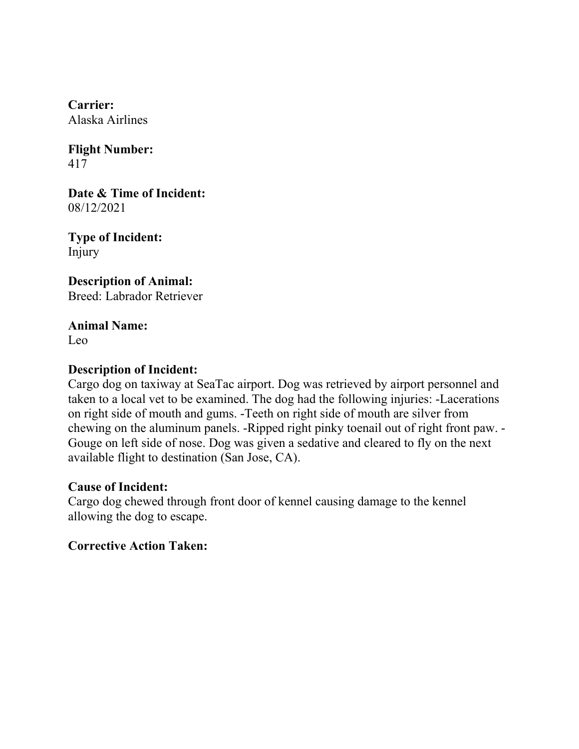**Carrier:**
Alaska Airlines

**Flight Number:**
417

**Date & Time of Incident:**
08/12/2021

**Type of Incident:**
Injury

**Description of Animal:**
Breed: Labrador Retriever

**Animal Name:**
Leo

**Description of Incident:**
Cargo dog on taxiway at SeaTac airport. Dog was retrieved by airport personnel and taken to a local vet to be examined. The dog had the following injuries: -Lacerations on right side of mouth and gums. -Teeth on right side of mouth are silver from chewing on the aluminum panels. -Ripped right pinky toenail out of right front paw. -Gouge on left side of nose. Dog was given a sedative and cleared to fly on the next available flight to destination (San Jose, CA).

**Cause of Incident:**
Cargo dog chewed through front door of kennel causing damage to the kennel allowing the dog to escape.

**Corrective Action Taken:**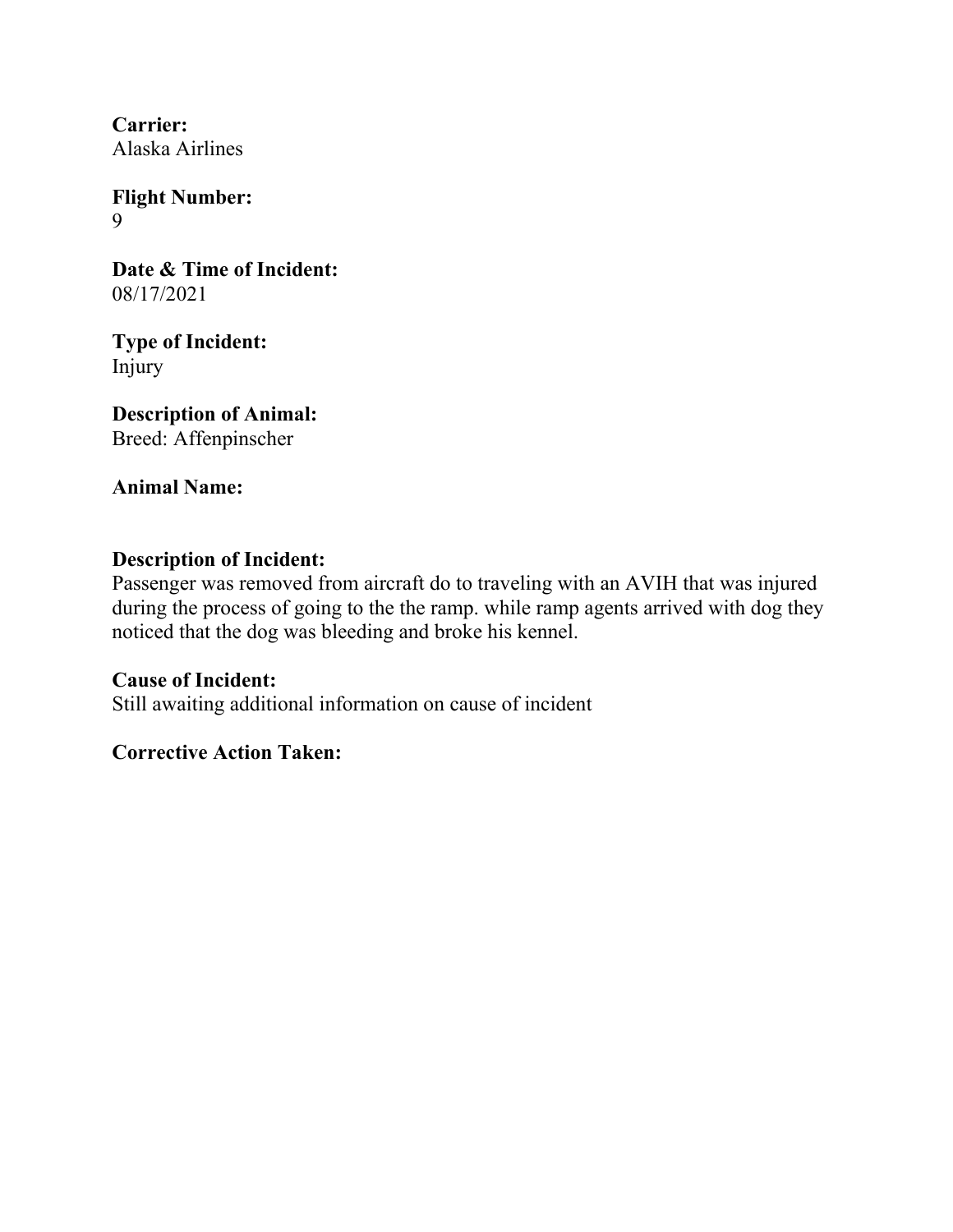**Carrier:**
Alaska Airlines

**Flight Number:**
9

**Date & Time of Incident:**
08/17/2021

**Type of Incident:**
Injury

**Description of Animal:**
Breed: Affenpinscher

**Animal Name:**

**Description of Incident:**
Passenger was removed from aircraft do to traveling with an AVIH that was injured during the process of going to the the ramp. while ramp agents arrived with dog they noticed that the dog was bleeding and broke his kennel.

**Cause of Incident:**
Still awaiting additional information on cause of incident

**Corrective Action Taken:**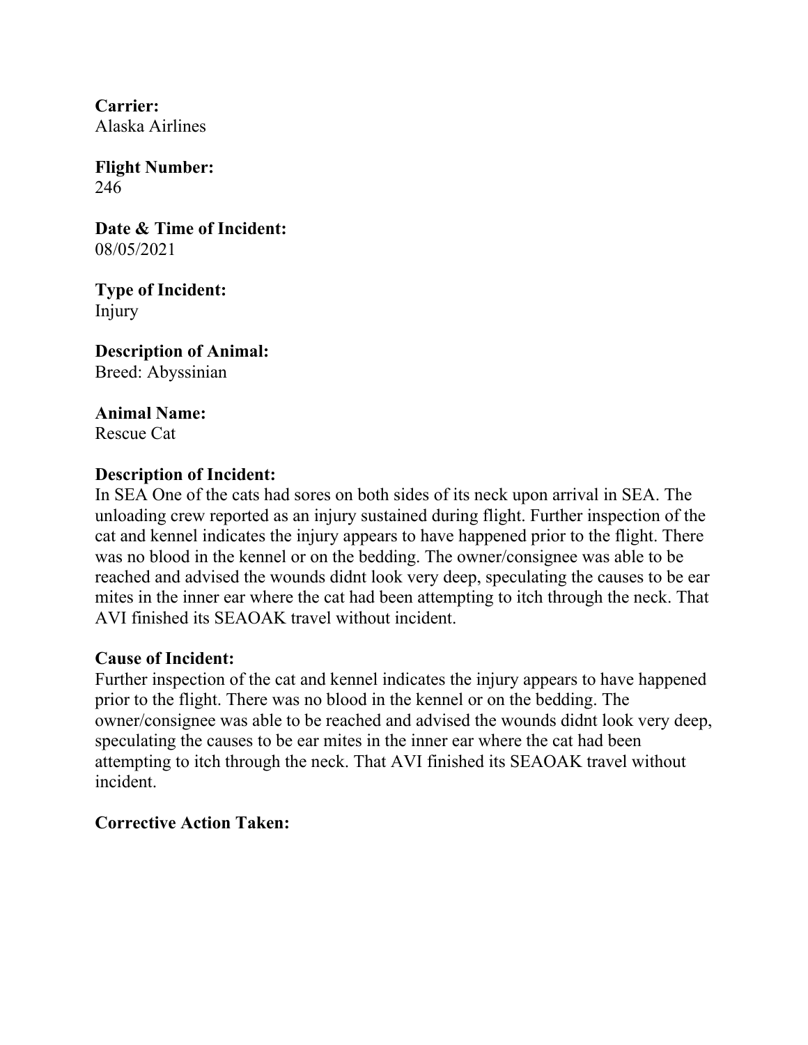**Carrier:**
Alaska Airlines

**Flight Number:**
246

**Date & Time of Incident:**
08/05/2021

**Type of Incident:**
Injury

**Description of Animal:**
Breed: Abyssinian

**Animal Name:**
Rescue Cat

**Description of Incident:**
In SEA One of the cats had sores on both sides of its neck upon arrival in SEA. The unloading crew reported as an injury sustained during flight. Further inspection of the cat and kennel indicates the injury appears to have happened prior to the flight. There was no blood in the kennel or on the bedding. The owner/consignee was able to be reached and advised the wounds didnt look very deep, speculating the causes to be ear mites in the inner ear where the cat had been attempting to itch through the neck. That AVI finished its SEAOAK travel without incident.

**Cause of Incident:**
Further inspection of the cat and kennel indicates the injury appears to have happened prior to the flight. There was no blood in the kennel or on the bedding. The owner/consignee was able to be reached and advised the wounds didnt look very deep, speculating the causes to be ear mites in the inner ear where the cat had been attempting to itch through the neck. That AVI finished its SEAOAK travel without incident.

**Corrective Action Taken:**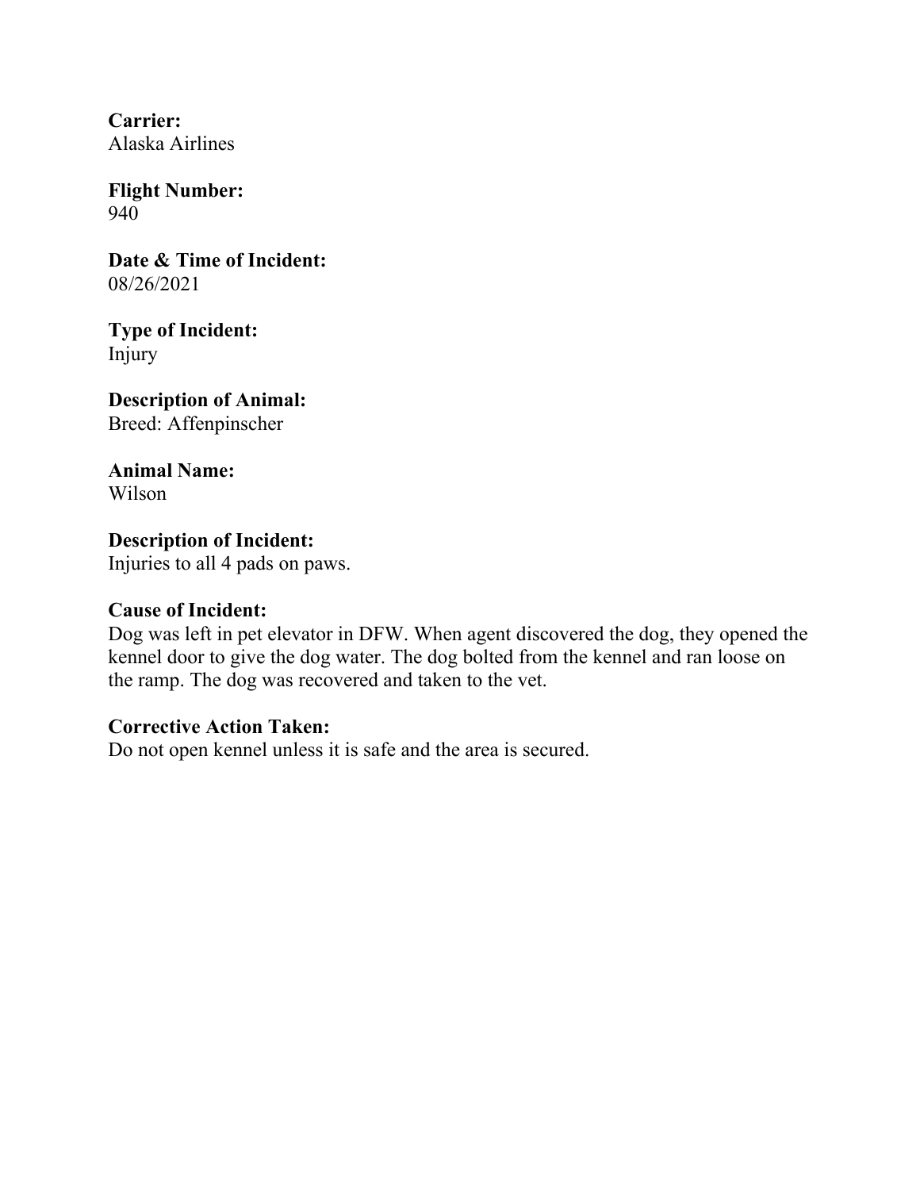**Carrier:**
Alaska Airlines

**Flight Number:**
940

**Date & Time of Incident:**
08/26/2021

**Type of Incident:**
Injury

**Description of Animal:**
Breed: Affenpinscher

**Animal Name:**
Wilson

**Description of Incident:**
Injuries to all 4 pads on paws.

**Cause of Incident:**
Dog was left in pet elevator in DFW. When agent discovered the dog, they opened the kennel door to give the dog water. The dog bolted from the kennel and ran loose on the ramp. The dog was recovered and taken to the vet.

**Corrective Action Taken:**
Do not open kennel unless it is safe and the area is secured.